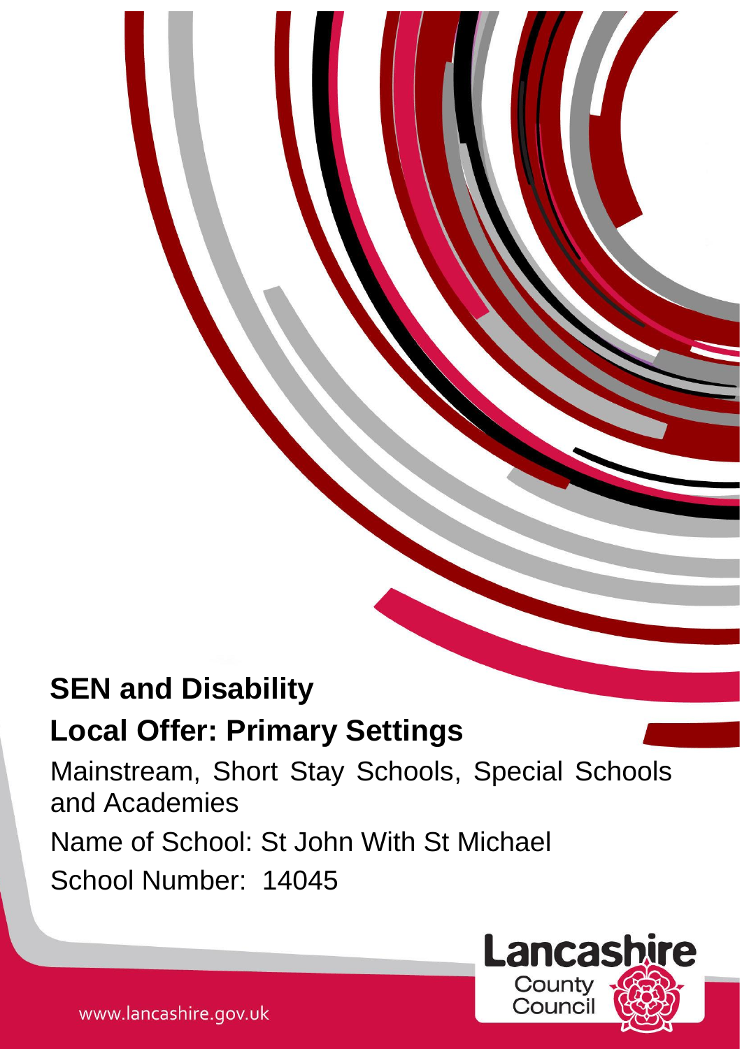# SEN and Disability

## Local Offer: Primary Settings

Mainstream, Short Stay Schools, Special Schools and Academies

Name of School: St John With St Michael

School Number: 14045

Lancashire County Council

www.lancashire.gov.uk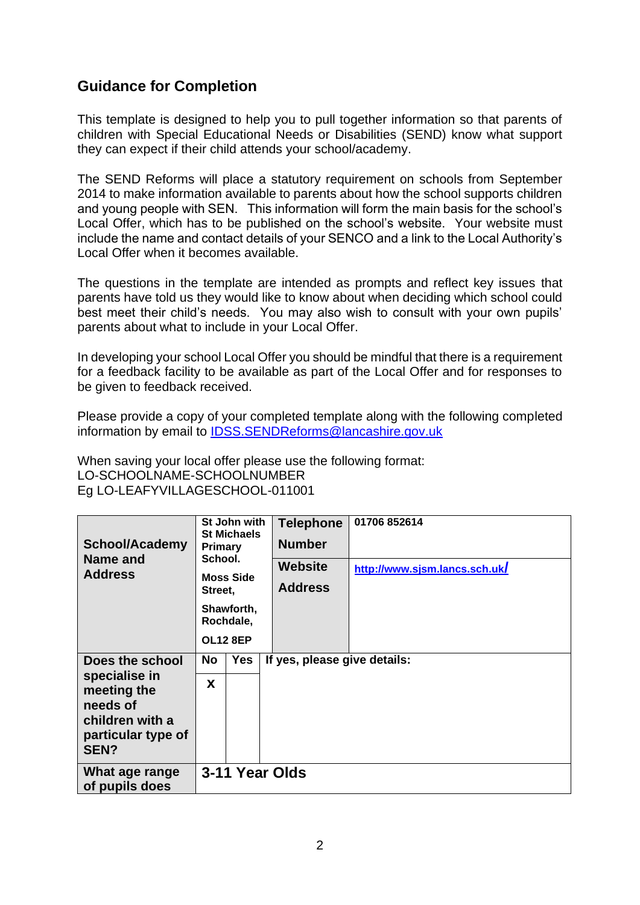## Guidance for Completion

This template is designed to help you to pull together information so that parents of children with Special Educational Needs or Disabilities (SEND) know what support they can expect if their child attends your school/academy.

The SEND Reforms will place a statutory requirement on schools from September 2014 to make information available to parents about how the school supports children and young people with SEN. This information will form the main basis for the school's Local Offer, which has to be published on the school's website. Your website must include the name and contact details of your SENCO and a link to the Local Authority's Local Offer when it becomes available.

The questions in the template are intended as prompts and reflect key issues that parents have told us they would like to know about when deciding which school could best meet their child's needs. You may also wish to consult with your own pupils' parents about what to include in your Local Offer.

In developing your school Local Offer you should be mindful that there is a requirement for a feedback facility to be available as part of the Local Offer and for responses to be given to feedback received.

Please provide a copy of your completed template along with the following completed information by email to [IDSS.SENDReforms@lancashire.gov.uk](mailto:IDSS.SENDReforms@lancashire.gov.uk)

When saving your local offer please use the following format:
LO-SCHOOLNAME-SCHOOLNUMBER
Eg LO-LEAFYVILLAGESCHOOL-011001

| | | | | |
|---|---|---|---|---|
| **School/Academy Name and Address** | **St John with St Michaels Primary School. Moss Side Street, Shawforth, Rochdale, OL12 8EP** | | **Telephone Number** | **01706 852614** |
| | | | **Website Address** | **[http://www.sjsm.lancs.sch.uk/](http://www.sjsm.lancs.sch.uk/)** |
| **Does the school specialise in meeting the needs of children with a particular type of SEN?** | **No** | **Yes** | **If yes, please give details:** | |
| | **X** | | | |
| **What age range of pupils does** | **3-11 Year Olds** | | | |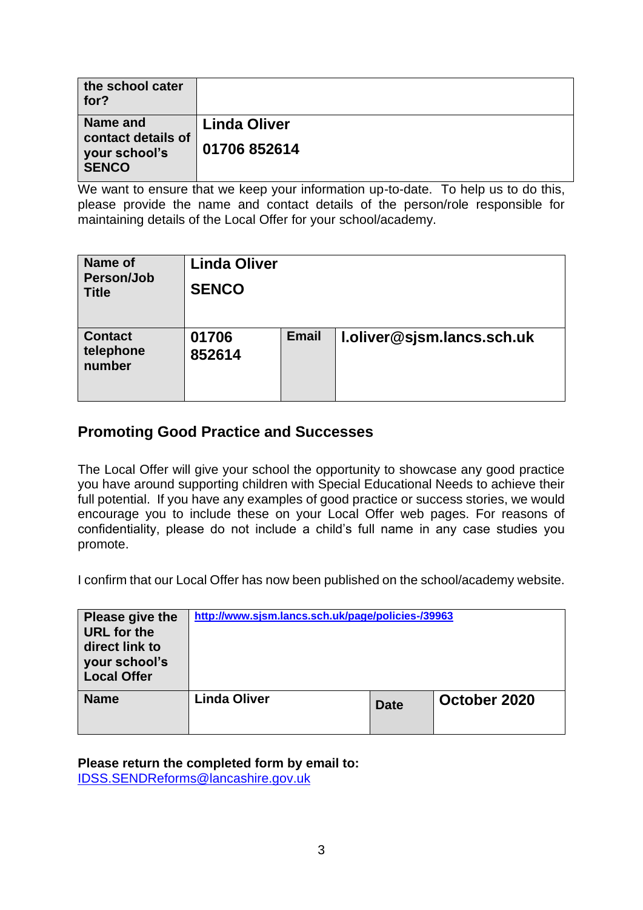| the school cater for? | |
| --- | --- |
| **Name and contact details of your school's SENCO** | **Linda Oliver**<br><br>**01706 852614** |

We want to ensure that we keep your information up-to-date. To help us to do this, please provide the name and contact details of the person/role responsible for maintaining details of the Local Offer for your school/academy.

| **Name of Person/Job Title** | **Linda Oliver**<br><br>**SENCO** | | |
| --- | --- | --- | --- |
| **Contact telephone number** | **01706 852614** | **Email** | **l.oliver@sjsm.lancs.sch.uk** |

## Promoting Good Practice and Successes

The Local Offer will give your school the opportunity to showcase any good practice you have around supporting children with Special Educational Needs to achieve their full potential. If you have any examples of good practice or success stories, we would encourage you to include these on your Local Offer web pages. For reasons of confidentiality, please do not include a child's full name in any case studies you promote.

I confirm that our Local Offer has now been published on the school/academy website.

| **Please give the URL for the direct link to your school's Local Offer** | **http://www.sjsm.lancs.sch.uk/page/policies-/39963** | | |
| --- | --- | --- | --- |
| **Name** | **Linda Oliver** | **Date** | **October 2020** |

**Please return the completed form by email to:**
IDSS.SENDReforms@lancashire.gov.uk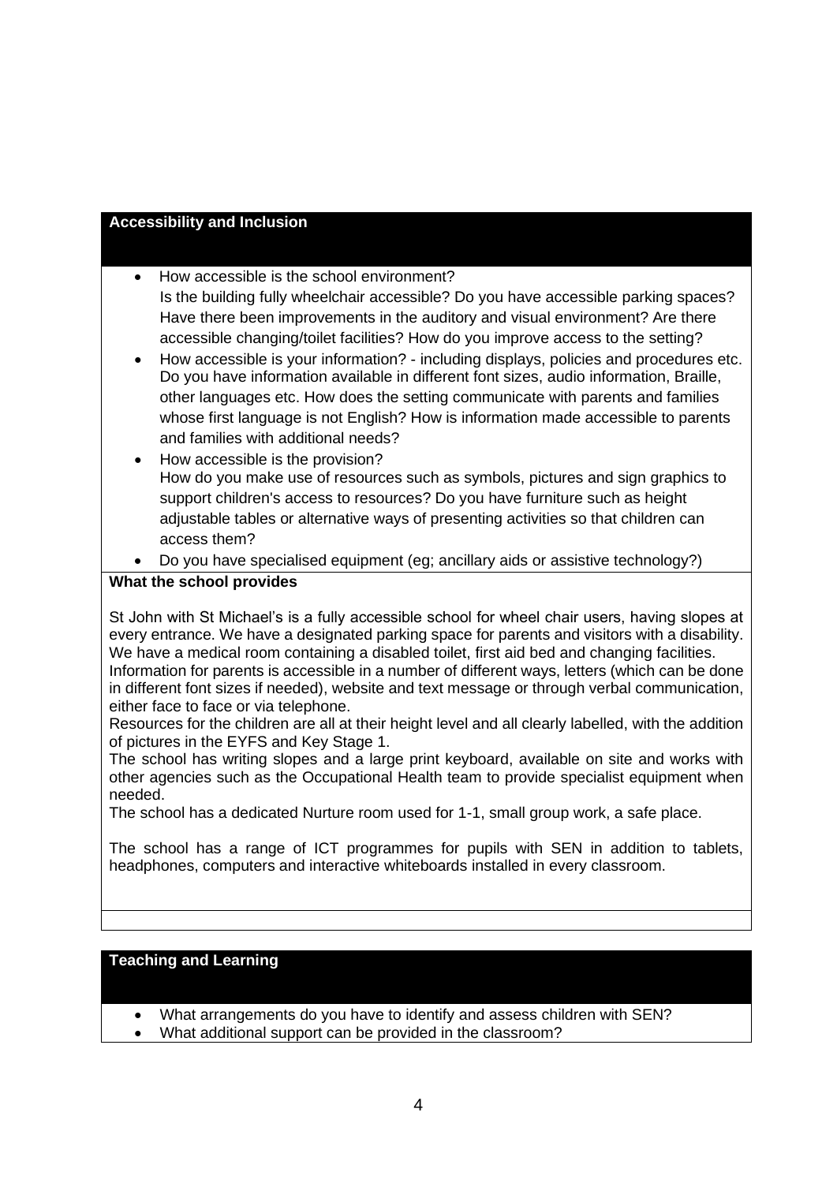## Accessibility and Inclusion

- How accessible is the school environment?
  Is the building fully wheelchair accessible? Do you have accessible parking spaces? Have there been improvements in the auditory and visual environment? Are there accessible changing/toilet facilities? How do you improve access to the setting?
- How accessible is your information? - including displays, policies and procedures etc. Do you have information available in different font sizes, audio information, Braille, other languages etc. How does the setting communicate with parents and families whose first language is not English? How is information made accessible to parents and families with additional needs?
- How accessible is the provision?
  How do you make use of resources such as symbols, pictures and sign graphics to support children's access to resources? Do you have furniture such as height adjustable tables or alternative ways of presenting activities so that children can access them?
- Do you have specialised equipment (eg; ancillary aids or assistive technology?)

**What the school provides**

St John with St Michael's is a fully accessible school for wheel chair users, having slopes at every entrance. We have a designated parking space for parents and visitors with a disability. We have a medical room containing a disabled toilet, first aid bed and changing facilities. Information for parents is accessible in a number of different ways, letters (which can be done in different font sizes if needed), website and text message or through verbal communication, either face to face or via telephone.

Resources for the children are all at their height level and all clearly labelled, with the addition of pictures in the EYFS and Key Stage 1.

The school has writing slopes and a large print keyboard, available on site and works with other agencies such as the Occupational Health team to provide specialist equipment when needed.

The school has a dedicated Nurture room used for 1-1, small group work, a safe place.

The school has a range of ICT programmes for pupils with SEN in addition to tablets, headphones, computers and interactive whiteboards installed in every classroom.

## Teaching and Learning

- What arrangements do you have to identify and assess children with SEN?
- What additional support can be provided in the classroom?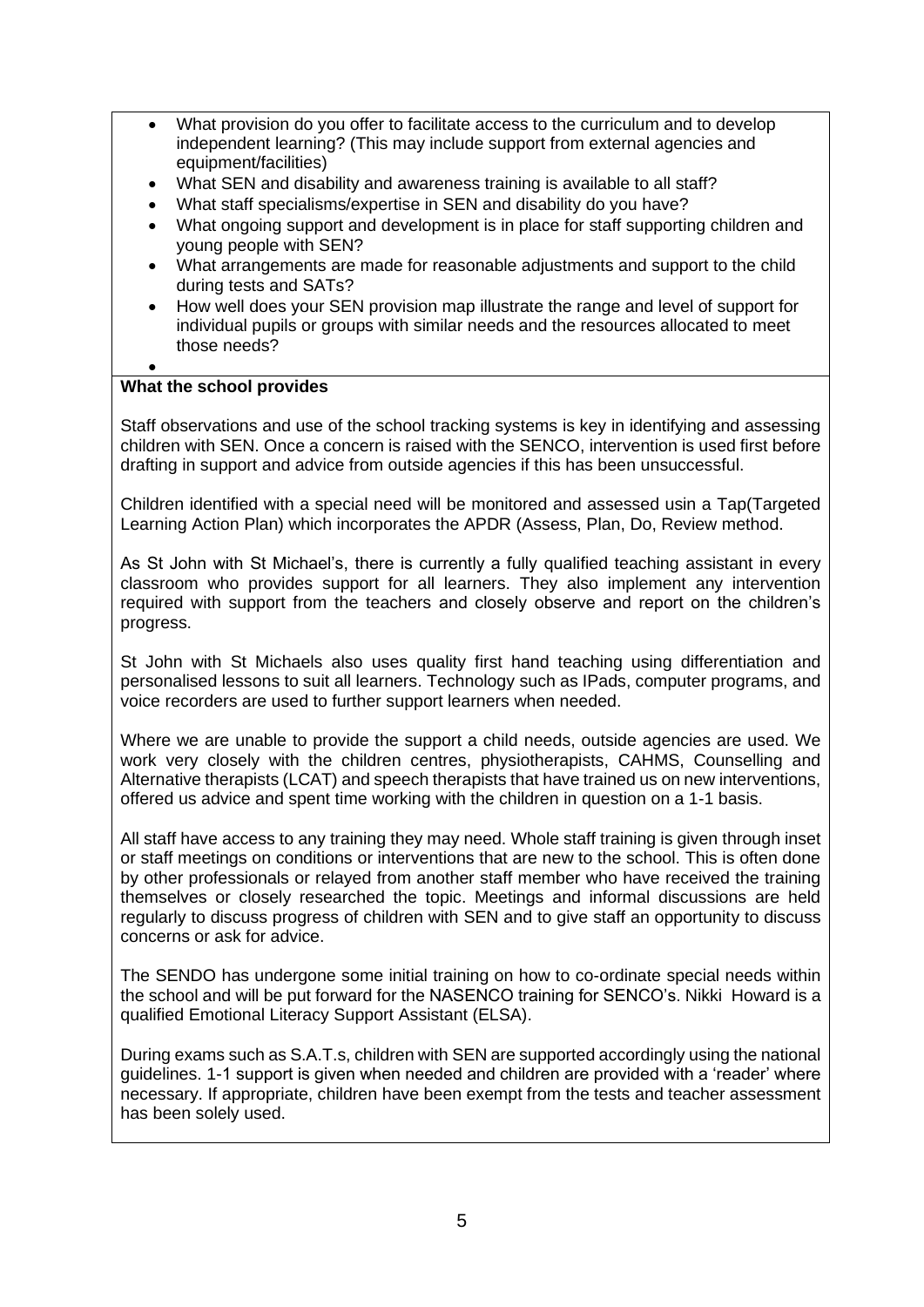- What provision do you offer to facilitate access to the curriculum and to develop independent learning? (This may include support from external agencies and equipment/facilities)
- What SEN and disability and awareness training is available to all staff?
- What staff specialisms/expertise in SEN and disability do you have?
- What ongoing support and development is in place for staff supporting children and young people with SEN?
- What arrangements are made for reasonable adjustments and support to the child during tests and SATs?
- How well does your SEN provision map illustrate the range and level of support for individual pupils or groups with similar needs and the resources allocated to meet those needs?
-

**What the school provides**

Staff observations and use of the school tracking systems is key in identifying and assessing children with SEN. Once a concern is raised with the SENCO, intervention is used first before drafting in support and advice from outside agencies if this has been unsuccessful.

Children identified with a special need will be monitored and assessed usin a Tap(Targeted Learning Action Plan) which incorporates the APDR (Assess, Plan, Do, Review method.

As St John with St Michael's, there is currently a fully qualified teaching assistant in every classroom who provides support for all learners. They also implement any intervention required with support from the teachers and closely observe and report on the children's progress.

St John with St Michaels also uses quality first hand teaching using differentiation and personalised lessons to suit all learners. Technology such as IPads, computer programs, and voice recorders are used to further support learners when needed.

Where we are unable to provide the support a child needs, outside agencies are used. We work very closely with the children centres, physiotherapists, CAHMS, Counselling and Alternative therapists (LCAT) and speech therapists that have trained us on new interventions, offered us advice and spent time working with the children in question on a 1-1 basis.

All staff have access to any training they may need. Whole staff training is given through inset or staff meetings on conditions or interventions that are new to the school. This is often done by other professionals or relayed from another staff member who have received the training themselves or closely researched the topic. Meetings and informal discussions are held regularly to discuss progress of children with SEN and to give staff an opportunity to discuss concerns or ask for advice.

The SENDO has undergone some initial training on how to co-ordinate special needs within the school and will be put forward for the NASENCO training for SENCO's. Nikki Howard is a qualified Emotional Literacy Support Assistant (ELSA).

During exams such as S.A.T.s, children with SEN are supported accordingly using the national guidelines. 1-1 support is given when needed and children are provided with a 'reader' where necessary. If appropriate, children have been exempt from the tests and teacher assessment has been solely used.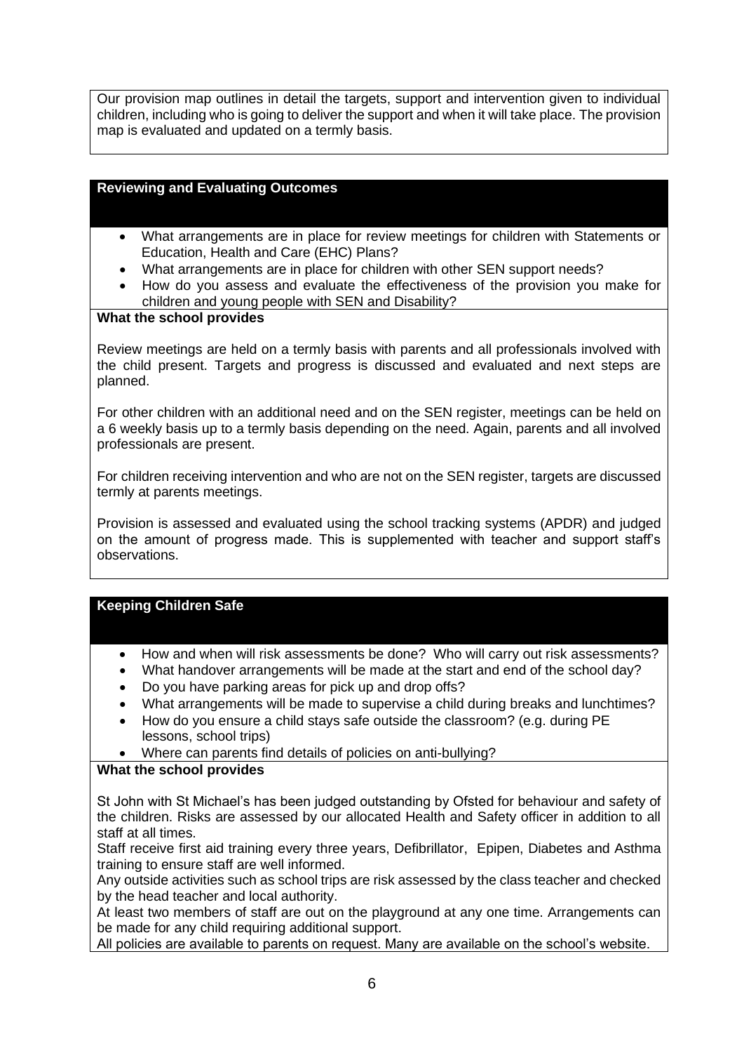Our provision map outlines in detail the targets, support and intervention given to individual children, including who is going to deliver the support and when it will take place. The provision map is evaluated and updated on a termly basis.

## Reviewing and Evaluating Outcomes

- What arrangements are in place for review meetings for children with Statements or Education, Health and Care (EHC) Plans?
- What arrangements are in place for children with other SEN support needs?
- How do you assess and evaluate the effectiveness of the provision you make for children and young people with SEN and Disability?

**What the school provides**

Review meetings are held on a termly basis with parents and all professionals involved with the child present. Targets and progress is discussed and evaluated and next steps are planned.

For other children with an additional need and on the SEN register, meetings can be held on a 6 weekly basis up to a termly basis depending on the need. Again, parents and all involved professionals are present.

For children receiving intervention and who are not on the SEN register, targets are discussed termly at parents meetings.

Provision is assessed and evaluated using the school tracking systems (APDR) and judged on the amount of progress made. This is supplemented with teacher and support staff's observations.

## Keeping Children Safe

- How and when will risk assessments be done? Who will carry out risk assessments?
- What handover arrangements will be made at the start and end of the school day?
- Do you have parking areas for pick up and drop offs?
- What arrangements will be made to supervise a child during breaks and lunchtimes?
- How do you ensure a child stays safe outside the classroom? (e.g. during PE lessons, school trips)
- Where can parents find details of policies on anti-bullying?

**What the school provides**

St John with St Michael's has been judged outstanding by Ofsted for behaviour and safety of the children. Risks are assessed by our allocated Health and Safety officer in addition to all staff at all times.

Staff receive first aid training every three years, Defibrillator, Epipen, Diabetes and Asthma training to ensure staff are well informed.

Any outside activities such as school trips are risk assessed by the class teacher and checked by the head teacher and local authority.

At least two members of staff are out on the playground at any one time. Arrangements can be made for any child requiring additional support.

All policies are available to parents on request. Many are available on the school's website.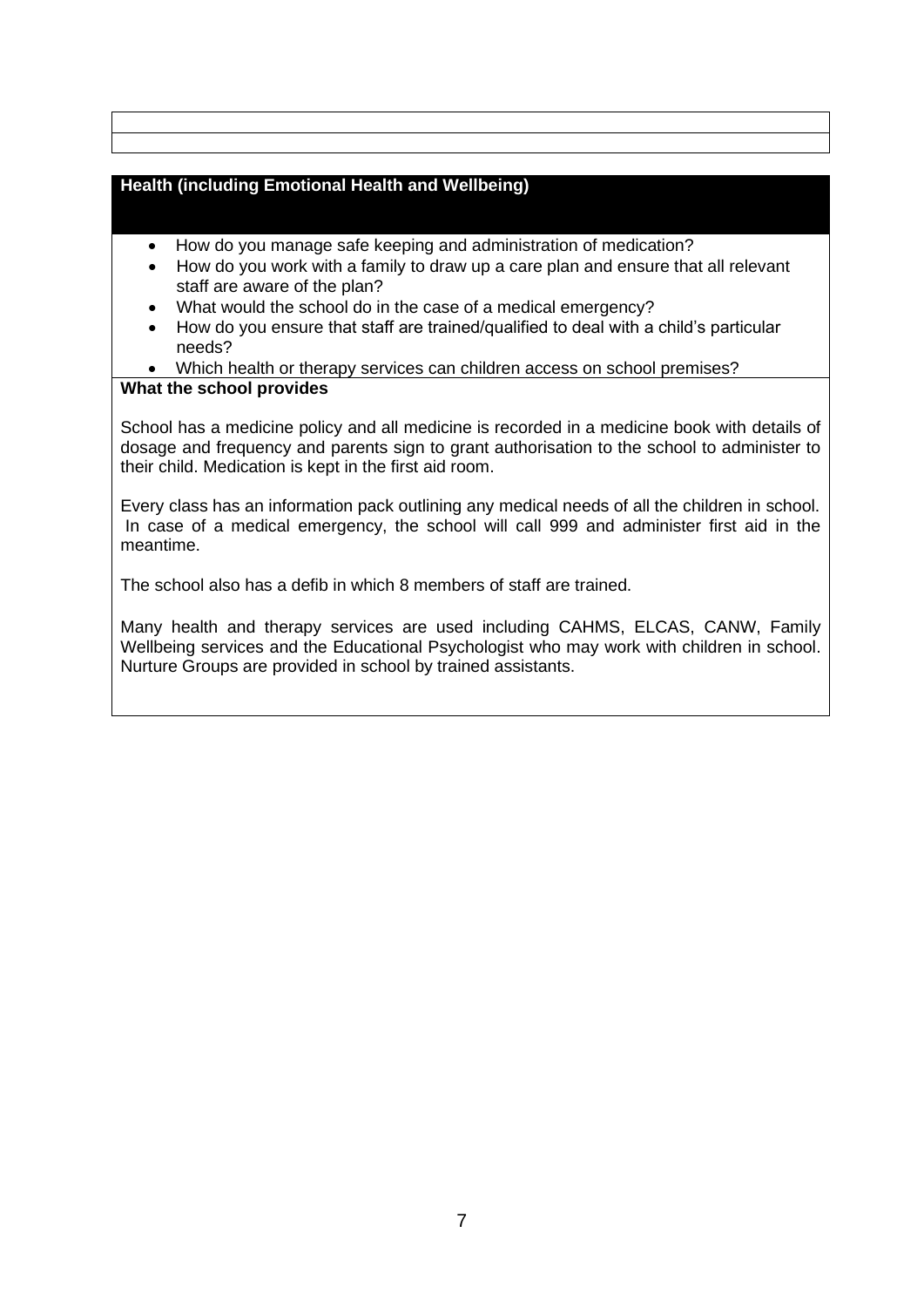## Health (including Emotional Health and Wellbeing)

- How do you manage safe keeping and administration of medication?
- How do you work with a family to draw up a care plan and ensure that all relevant staff are aware of the plan?
- What would the school do in the case of a medical emergency?
- How do you ensure that staff are trained/qualified to deal with a child's particular needs?
- Which health or therapy services can children access on school premises?

**What the school provides**

School has a medicine policy and all medicine is recorded in a medicine book with details of dosage and frequency and parents sign to grant authorisation to the school to administer to their child. Medication is kept in the first aid room.

Every class has an information pack outlining any medical needs of all the children in school. In case of a medical emergency, the school will call 999 and administer first aid in the meantime.

The school also has a defib in which 8 members of staff are trained.

Many health and therapy services are used including CAHMS, ELCAS, CANW, Family Wellbeing services and the Educational Psychologist who may work with children in school. Nurture Groups are provided in school by trained assistants.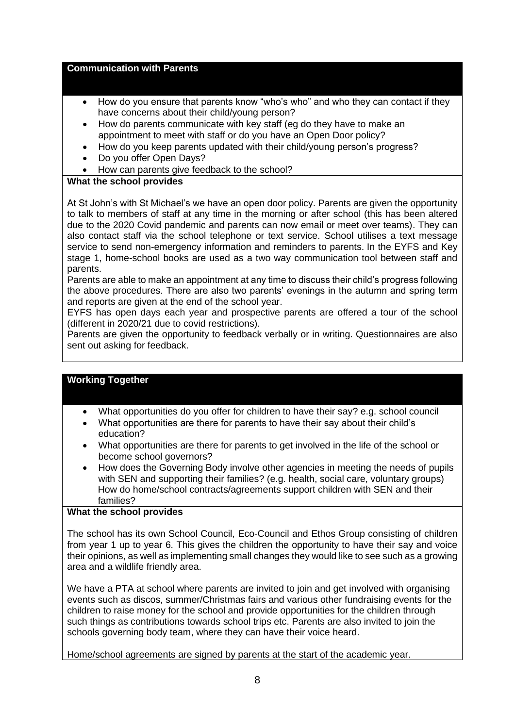## Communication with Parents

- How do you ensure that parents know "who's who" and who they can contact if they have concerns about their child/young person?
- How do parents communicate with key staff (eg do they have to make an appointment to meet with staff or do you have an Open Door policy?
- How do you keep parents updated with their child/young person's progress?
- Do you offer Open Days?
- How can parents give feedback to the school?

**What the school provides**

At St John's with St Michael's we have an open door policy. Parents are given the opportunity to talk to members of staff at any time in the morning or after school (this has been altered due to the 2020 Covid pandemic and parents can now email or meet over teams). They can also contact staff via the school telephone or text service. School utilises a text message service to send non-emergency information and reminders to parents. In the EYFS and Key stage 1, home-school books are used as a two way communication tool between staff and parents.

Parents are able to make an appointment at any time to discuss their child's progress following the above procedures. There are also two parents' evenings in the autumn and spring term and reports are given at the end of the school year.

EYFS has open days each year and prospective parents are offered a tour of the school (different in 2020/21 due to covid restrictions).

Parents are given the opportunity to feedback verbally or in writing. Questionnaires are also sent out asking for feedback.

## Working Together

- What opportunities do you offer for children to have their say? e.g. school council
- What opportunities are there for parents to have their say about their child's education?
- What opportunities are there for parents to get involved in the life of the school or become school governors?
- How does the Governing Body involve other agencies in meeting the needs of pupils with SEN and supporting their families? (e.g. health, social care, voluntary groups) How do home/school contracts/agreements support children with SEN and their families?

**What the school provides**

The school has its own School Council, Eco-Council and Ethos Group consisting of children from year 1 up to year 6. This gives the children the opportunity to have their say and voice their opinions, as well as implementing small changes they would like to see such as a growing area and a wildlife friendly area.

We have a PTA at school where parents are invited to join and get involved with organising events such as discos, summer/Christmas fairs and various other fundraising events for the children to raise money for the school and provide opportunities for the children through such things as contributions towards school trips etc. Parents are also invited to join the schools governing body team, where they can have their voice heard.

Home/school agreements are signed by parents at the start of the academic year.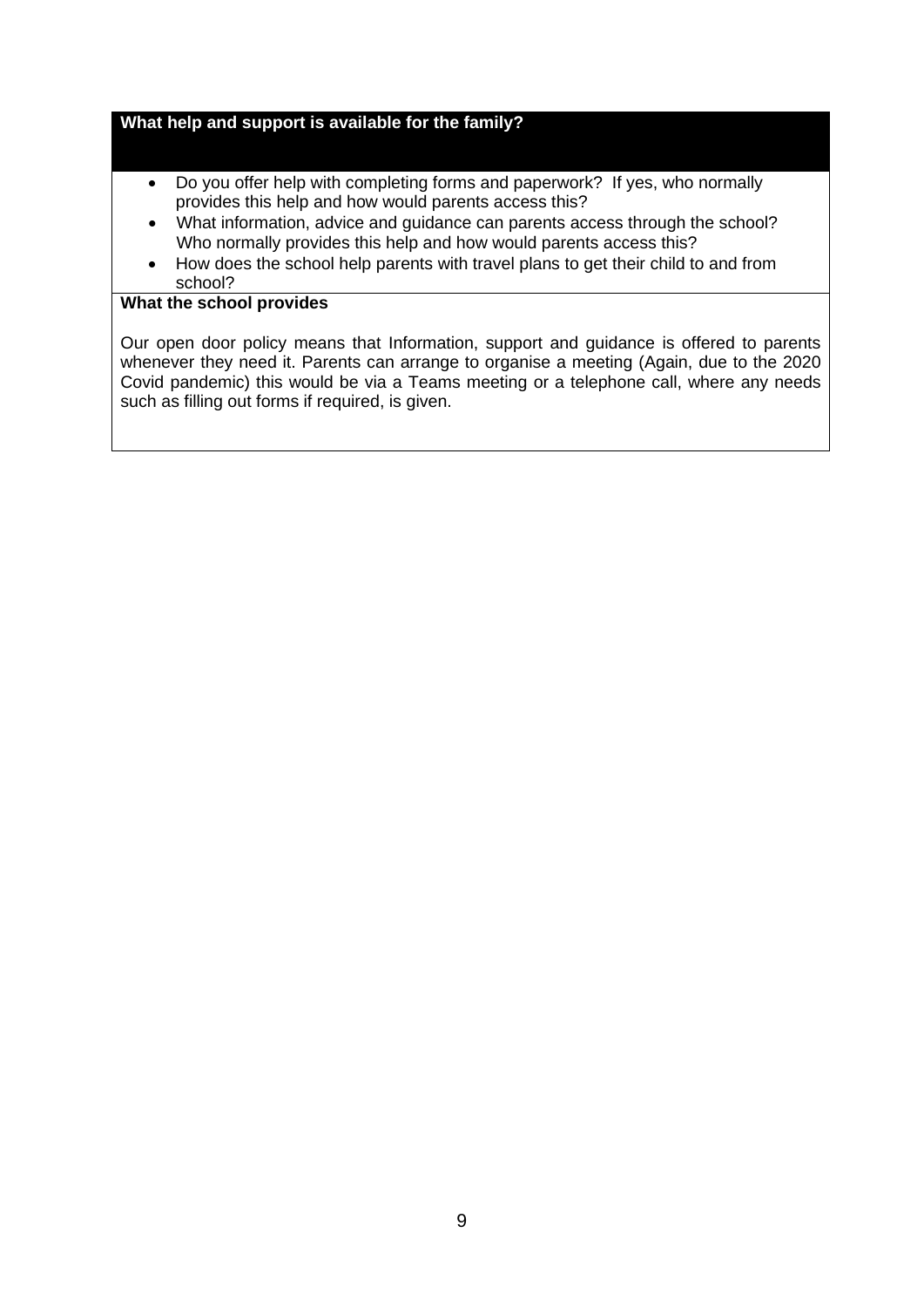## What help and support is available for the family?

- Do you offer help with completing forms and paperwork? If yes, who normally provides this help and how would parents access this?
- What information, advice and guidance can parents access through the school? Who normally provides this help and how would parents access this?
- How does the school help parents with travel plans to get their child to and from school?

**What the school provides**

Our open door policy means that Information, support and guidance is offered to parents whenever they need it. Parents can arrange to organise a meeting (Again, due to the 2020 Covid pandemic) this would be via a Teams meeting or a telephone call, where any needs such as filling out forms if required, is given.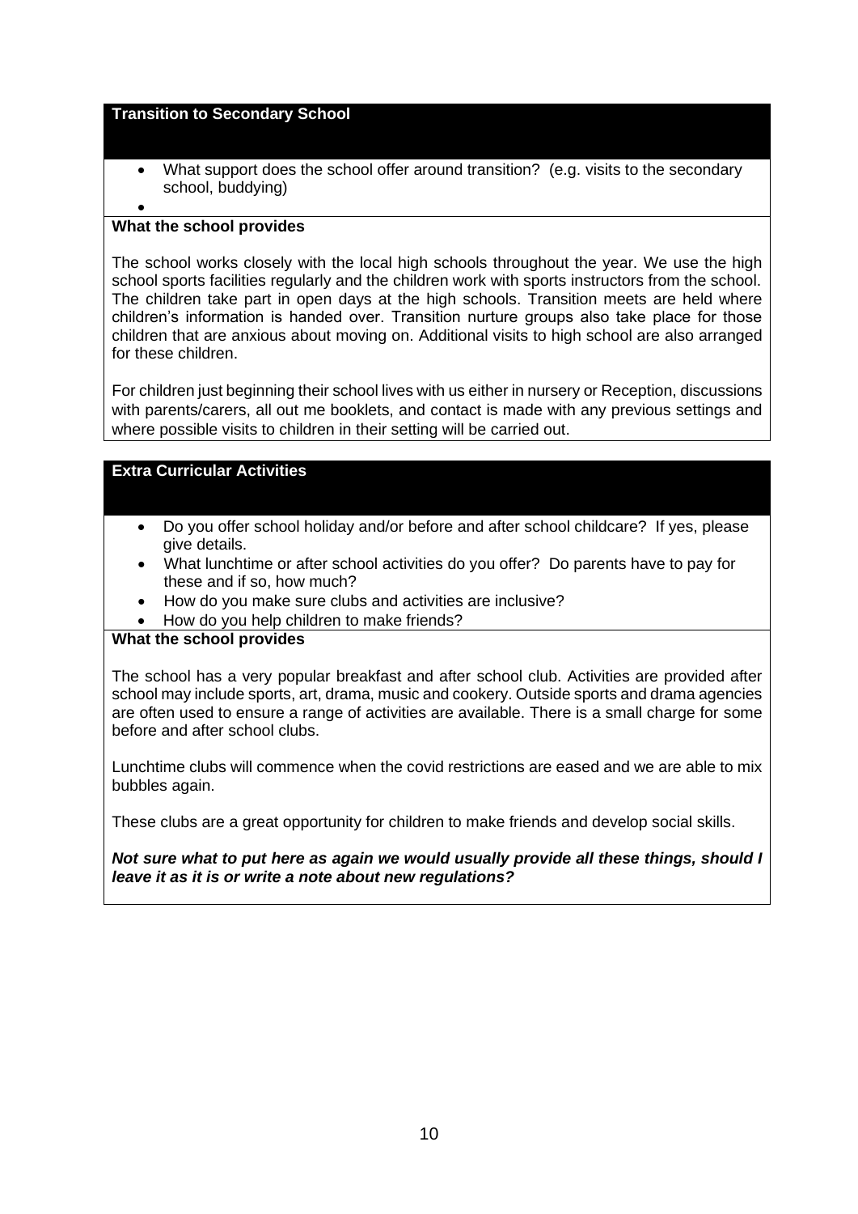## Transition to Secondary School

- What support does the school offer around transition? (e.g. visits to the secondary school, buddying)
-

**What the school provides**

The school works closely with the local high schools throughout the year. We use the high school sports facilities regularly and the children work with sports instructors from the school. The children take part in open days at the high schools. Transition meets are held where children's information is handed over. Transition nurture groups also take place for those children that are anxious about moving on. Additional visits to high school are also arranged for these children.

For children just beginning their school lives with us either in nursery or Reception, discussions with parents/carers, all out me booklets, and contact is made with any previous settings and where possible visits to children in their setting will be carried out.

## Extra Curricular Activities

- Do you offer school holiday and/or before and after school childcare? If yes, please give details.
- What lunchtime or after school activities do you offer? Do parents have to pay for these and if so, how much?
- How do you make sure clubs and activities are inclusive?
- How do you help children to make friends?

**What the school provides**

The school has a very popular breakfast and after school club. Activities are provided after school may include sports, art, drama, music and cookery. Outside sports and drama agencies are often used to ensure a range of activities are available. There is a small charge for some before and after school clubs.

Lunchtime clubs will commence when the covid restrictions are eased and we are able to mix bubbles again.

These clubs are a great opportunity for children to make friends and develop social skills.

***Not sure what to put here as again we would usually provide all these things, should I leave it as it is or write a note about new regulations?***